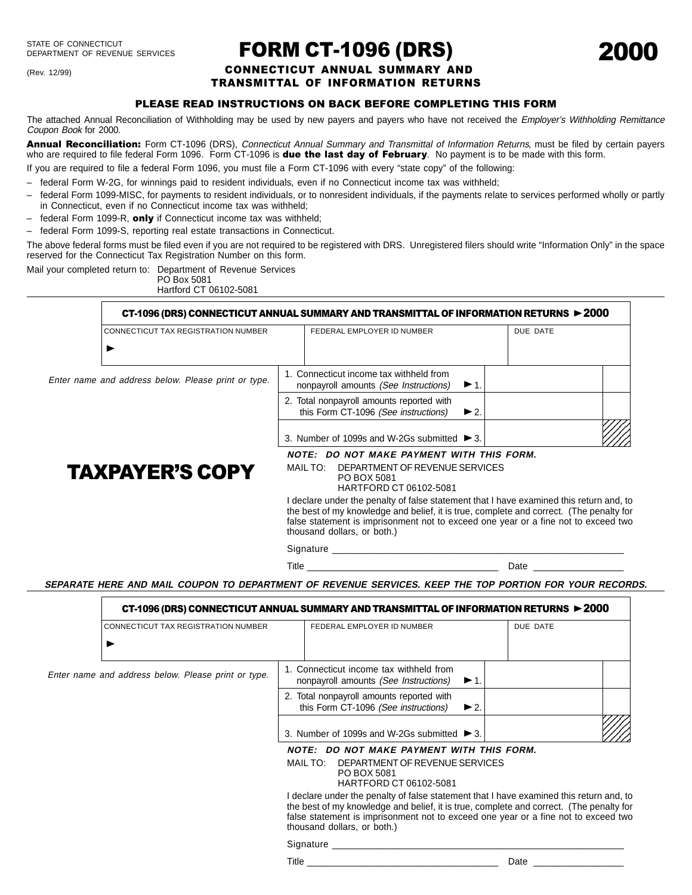STATE OF CONNECTICUT
DEPARTMENT OF REVENUE SERVICES

(Rev. 12/99)

# FORM CT-1096 (DRS)

# 2000

## CONNECTICUT ANNUAL SUMMARY AND TRANSMITTAL OF INFORMATION RETURNS

### PLEASE READ INSTRUCTIONS ON BACK BEFORE COMPLETING THIS FORM

The attached Annual Reconciliation of Withholding may be used by new payers and payers who have not received the *Employer's Withholding Remittance Coupon Book* for 2000.

**Annual Reconciliation:** Form CT-1096 (DRS), *Connecticut Annual Summary and Transmittal of Information Returns*, must be filed by certain payers who are required to file federal Form 1096. Form CT-1096 is **due the last day of February**. No payment is to be made with this form.

If you are required to file a federal Form 1096, you must file a Form CT-1096 with every "state copy" of the following:

- federal Form W-2G, for winnings paid to resident individuals, even if no Connecticut income tax was withheld;
- federal Form 1099-MISC, for payments to resident individuals, or to nonresident individuals, if the payments relate to services performed wholly or partly in Connecticut, even if no Connecticut income tax was withheld;
- federal Form 1099-R, **only** if Connecticut income tax was withheld;
- federal Form 1099-S, reporting real estate transactions in Connecticut.

The above federal forms must be filed even if you are not required to be registered with DRS. Unregistered filers should write "Information Only" in the space reserved for the Connecticut Tax Registration Number on this form.

Mail your completed return to: Department of Revenue Services
PO Box 5081
Hartford CT 06102-5081

---

**CT-1096 (DRS) CONNECTICUT ANNUAL SUMMARY AND TRANSMITTAL OF INFORMATION RETURNS ►2000**

| CONNECTICUT TAX REGISTRATION NUMBER | FEDERAL EMPLOYER ID NUMBER | DUE DATE |
|---|---|---|
| ► | | |

*Enter name and address below. Please print or type.*

| | | |
|---|---|---|
| 1. Connecticut income tax withheld from nonpayroll amounts *(See Instructions)* ► 1. | | |
| 2. Total nonpayroll amounts reported with this Form CT-1096 *(See instructions)* ► 2. | | |
| 3. Number of 1099s and W-2Gs submitted ► 3. | | |

**TAXPAYER'S COPY**

***NOTE: DO NOT MAKE PAYMENT WITH THIS FORM.***

MAIL TO: DEPARTMENT OF REVENUE SERVICES
PO BOX 5081
HARTFORD CT 06102-5081

I declare under the penalty of false statement that I have examined this return and, to the best of my knowledge and belief, it is true, complete and correct. (The penalty for false statement is imprisonment not to exceed one year or a fine not to exceed two thousand dollars, or both.)

Signature ___________________________________________

Title ______________________________ Date _______________

***SEPARATE HERE AND MAIL COUPON TO DEPARTMENT OF REVENUE SERVICES. KEEP THE TOP PORTION FOR YOUR RECORDS.***

---

**CT-1096 (DRS) CONNECTICUT ANNUAL SUMMARY AND TRANSMITTAL OF INFORMATION RETURNS ►2000**

| CONNECTICUT TAX REGISTRATION NUMBER | FEDERAL EMPLOYER ID NUMBER | DUE DATE |
|---|---|---|
| ► | | |

*Enter name and address below. Please print or type.*

| | | |
|---|---|---|
| 1. Connecticut income tax withheld from nonpayroll amounts *(See Instructions)* ► 1. | | |
| 2. Total nonpayroll amounts reported with this Form CT-1096 *(See instructions)* ► 2. | | |
| 3. Number of 1099s and W-2Gs submitted ► 3. | | |

***NOTE: DO NOT MAKE PAYMENT WITH THIS FORM.***

MAIL TO: DEPARTMENT OF REVENUE SERVICES
PO BOX 5081
HARTFORD CT 06102-5081

I declare under the penalty of false statement that I have examined this return and, to the best of my knowledge and belief, it is true, complete and correct. (The penalty for false statement is imprisonment not to exceed one year or a fine not to exceed two thousand dollars, or both.)

Signature ___________________________________________

Title ______________________________ Date _______________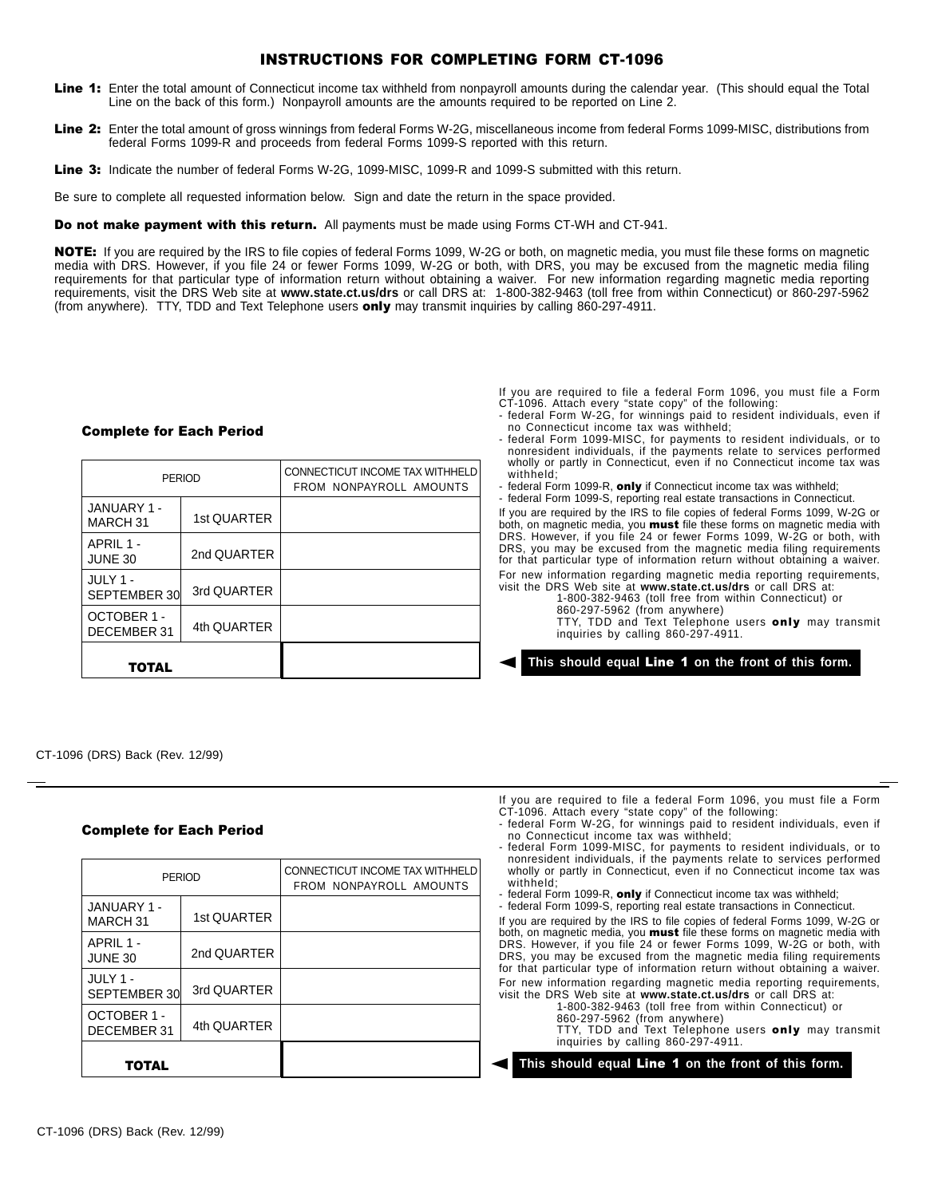## INSTRUCTIONS FOR COMPLETING FORM CT-1096

**Line 1:** Enter the total amount of Connecticut income tax withheld from nonpayroll amounts during the calendar year. (This should equal the Total Line on the back of this form.) Nonpayroll amounts are the amounts required to be reported on Line 2.

**Line 2:** Enter the total amount of gross winnings from federal Forms W-2G, miscellaneous income from federal Forms 1099-MISC, distributions from federal Forms 1099-R and proceeds from federal Forms 1099-S reported with this return.

**Line 3:** Indicate the number of federal Forms W-2G, 1099-MISC, 1099-R and 1099-S submitted with this return.

Be sure to complete all requested information below. Sign and date the return in the space provided.

**Do not make payment with this return.** All payments must be made using Forms CT-WH and CT-941.

**NOTE:** If you are required by the IRS to file copies of federal Forms 1099, W-2G or both, on magnetic media, you must file these forms on magnetic media with DRS. However, if you file 24 or fewer Forms 1099, W-2G or both, with DRS, you may be excused from the magnetic media filing requirements for that particular type of information return without obtaining a waiver. For new information regarding magnetic media reporting requirements, visit the DRS Web site at **www.state.ct.us/drs** or call DRS at: 1-800-382-9463 (toll free from within Connecticut) or 860-297-5962 (from anywhere). TTY, TDD and Text Telephone users **only** may transmit inquiries by calling 860-297-4911.

### Complete for Each Period

| PERIOD | | CONNECTICUT INCOME TAX WITHHELD FROM NONPAYROLL AMOUNTS |
|---|---|---|
| JANUARY 1 - MARCH 31 | 1st QUARTER | |
| APRIL 1 - JUNE 30 | 2nd QUARTER | |
| JULY 1 - SEPTEMBER 30 | 3rd QUARTER | |
| OCTOBER 1 - DECEMBER 31 | 4th QUARTER | |
| **TOTAL** | | |

If you are required to file a federal Form 1096, you must file a Form CT-1096. Attach every "state copy" of the following:

- federal Form W-2G, for winnings paid to resident individuals, even if no Connecticut income tax was withheld;
- federal Form 1099-MISC, for payments to resident individuals, or to nonresident individuals, if the payments relate to services performed wholly or partly in Connecticut, even if no Connecticut income tax was withheld;
- federal Form 1099-R, **only** if Connecticut income tax was withheld;
- federal Form 1099-S, reporting real estate transactions in Connecticut.

If you are required by the IRS to file copies of federal Forms 1099, W-2G or both, on magnetic media, you **must** file these forms on magnetic media with DRS. However, if you file 24 or fewer Forms 1099, W-2G or both, with DRS, you may be excused from the magnetic media filing requirements for that particular type of information return without obtaining a waiver.

For new information regarding magnetic media reporting requirements, visit the DRS Web site at **www.state.ct.us/drs** or call DRS at:
1-800-382-9463 (toll free from within Connecticut) or
860-297-5962 (from anywhere)
TTY, TDD and Text Telephone users **only** may transmit inquiries by calling 860-297-4911.

◄ **This should equal Line 1 on the front of this form.**

CT-1096 (DRS) Back (Rev. 12/99)

### Complete for Each Period

| PERIOD | | CONNECTICUT INCOME TAX WITHHELD FROM NONPAYROLL AMOUNTS |
|---|---|---|
| JANUARY 1 - MARCH 31 | 1st QUARTER | |
| APRIL 1 - JUNE 30 | 2nd QUARTER | |
| JULY 1 - SEPTEMBER 30 | 3rd QUARTER | |
| OCTOBER 1 - DECEMBER 31 | 4th QUARTER | |
| **TOTAL** | | |

If you are required to file a federal Form 1096, you must file a Form CT-1096. Attach every "state copy" of the following:

- federal Form W-2G, for winnings paid to resident individuals, even if no Connecticut income tax was withheld;
- federal Form 1099-MISC, for payments to resident individuals, or to nonresident individuals, if the payments relate to services performed wholly or partly in Connecticut, even if no Connecticut income tax was withheld;
- federal Form 1099-R, **only** if Connecticut income tax was withheld;
- federal Form 1099-S, reporting real estate transactions in Connecticut.

If you are required by the IRS to file copies of federal Forms 1099, W-2G or both, on magnetic media, you **must** file these forms on magnetic media with DRS. However, if you file 24 or fewer Forms 1099, W-2G or both, with DRS, you may be excused from the magnetic media filing requirements for that particular type of information return without obtaining a waiver.

For new information regarding magnetic media reporting requirements, visit the DRS Web site at **www.state.ct.us/drs** or call DRS at:
1-800-382-9463 (toll free from within Connecticut) or
860-297-5962 (from anywhere)
TTY, TDD and Text Telephone users **only** may transmit inquiries by calling 860-297-4911.

◄ **This should equal Line 1 on the front of this form.**

CT-1096 (DRS) Back (Rev. 12/99)